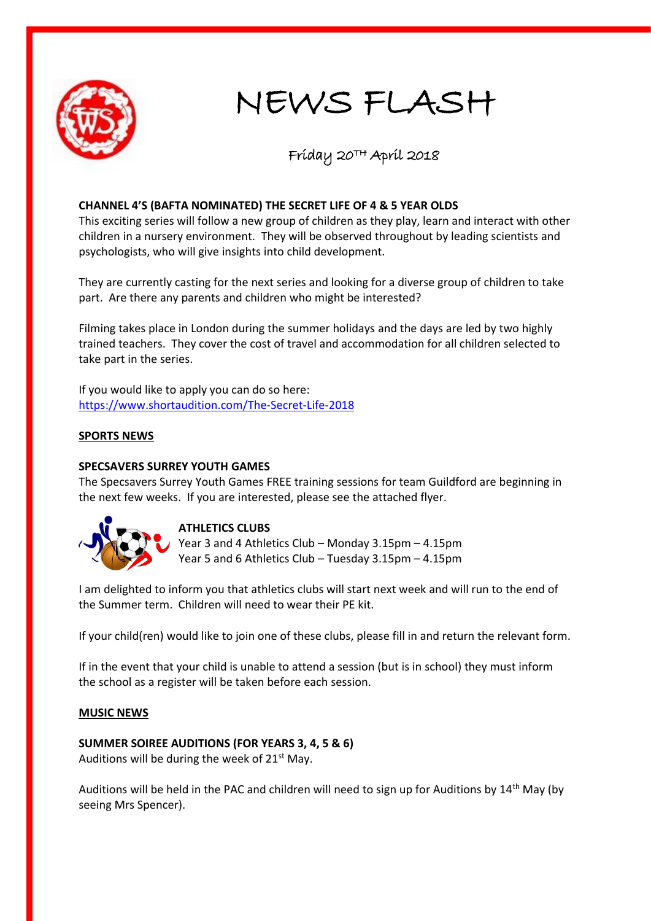# NEWS FLASH

Friday 20TH April 2018

**CHANNEL 4'S (BAFTA NOMINATED) THE SECRET LIFE OF 4 & 5 YEAR OLDS**

This exciting series will follow a new group of children as they play, learn and interact with other children in a nursery environment. They will be observed throughout by leading scientists and psychologists, who will give insights into child development.

They are currently casting for the next series and looking for a diverse group of children to take part. Are there any parents and children who might be interested?

Filming takes place in London during the summer holidays and the days are led by two highly trained teachers. They cover the cost of travel and accommodation for all children selected to take part in the series.

If you would like to apply you can do so here:
https://www.shortaudition.com/The-Secret-Life-2018

## SPORTS NEWS

**SPECSAVERS SURREY YOUTH GAMES**

The Specsavers Surrey Youth Games FREE training sessions for team Guildford are beginning in the next few weeks. If you are interested, please see the attached flyer.

**ATHLETICS CLUBS**

Year 3 and 4 Athletics Club – Monday 3.15pm – 4.15pm
Year 5 and 6 Athletics Club – Tuesday 3.15pm – 4.15pm

I am delighted to inform you that athletics clubs will start next week and will run to the end of the Summer term. Children will need to wear their PE kit.

If your child(ren) would like to join one of these clubs, please fill in and return the relevant form.

If in the event that your child is unable to attend a session (but is in school) they must inform the school as a register will be taken before each session.

## MUSIC NEWS

**SUMMER SOIREE AUDITIONS (FOR YEARS 3, 4, 5 & 6)**

Auditions will be during the week of 21st May.

Auditions will be held in the PAC and children will need to sign up for Auditions by 14th May (by seeing Mrs Spencer).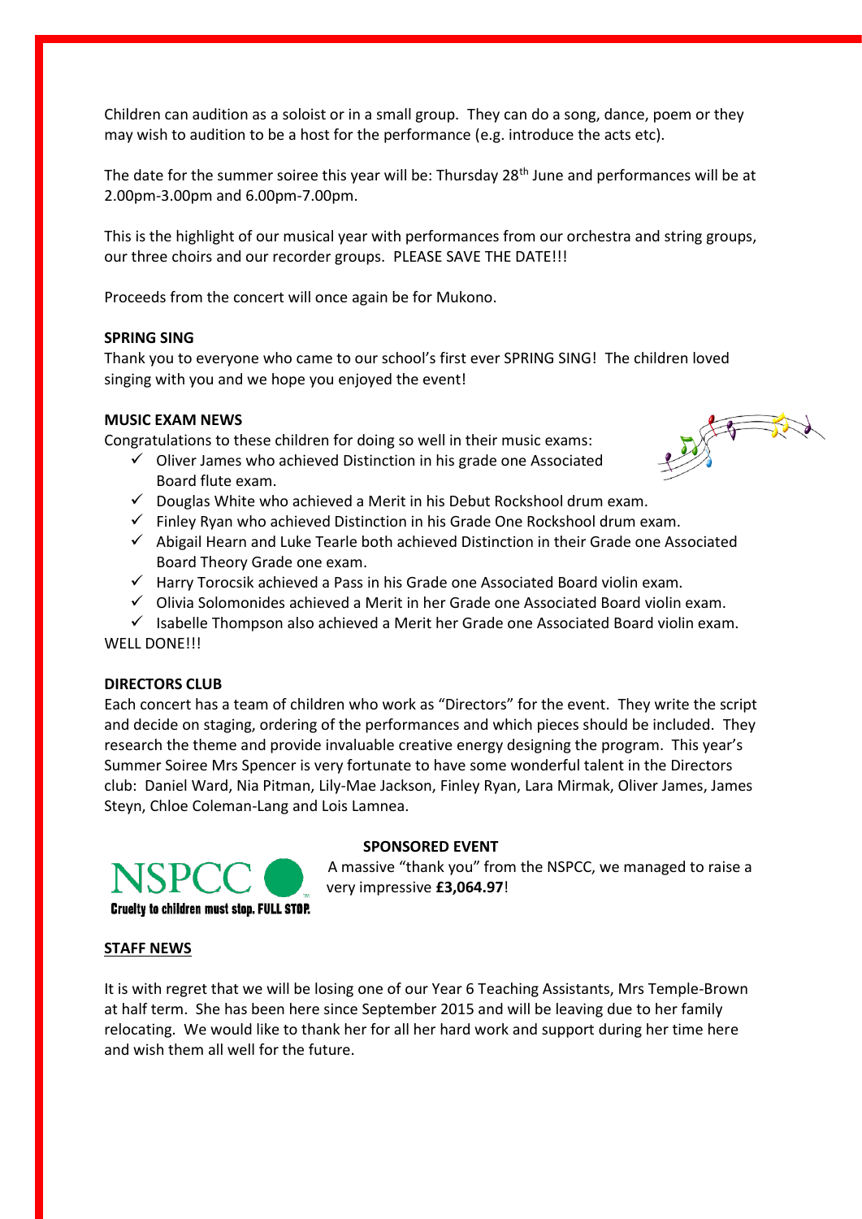Children can audition as a soloist or in a small group. They can do a song, dance, poem or they may wish to audition to be a host for the performance (e.g. introduce the acts etc).

The date for the summer soiree this year will be: Thursday 28th June and performances will be at 2.00pm-3.00pm and 6.00pm-7.00pm.

This is the highlight of our musical year with performances from our orchestra and string groups, our three choirs and our recorder groups. PLEASE SAVE THE DATE!!!

Proceeds from the concert will once again be for Mukono.

**SPRING SING**

Thank you to everyone who came to our school's first ever SPRING SING! The children loved singing with you and we hope you enjoyed the event!

**MUSIC EXAM NEWS**

Congratulations to these children for doing so well in their music exams:

- ✓ Oliver James who achieved Distinction in his grade one Associated Board flute exam.
- ✓ Douglas White who achieved a Merit in his Debut Rockshool drum exam.
- ✓ Finley Ryan who achieved Distinction in his Grade One Rockshool drum exam.
- ✓ Abigail Hearn and Luke Tearle both achieved Distinction in their Grade one Associated Board Theory Grade one exam.
- ✓ Harry Torocsik achieved a Pass in his Grade one Associated Board violin exam.
- ✓ Olivia Solomonides achieved a Merit in her Grade one Associated Board violin exam.
- ✓ Isabelle Thompson also achieved a Merit her Grade one Associated Board violin exam.

WELL DONE!!!

**DIRECTORS CLUB**

Each concert has a team of children who work as "Directors" for the event. They write the script and decide on staging, ordering of the performances and which pieces should be included. They research the theme and provide invaluable creative energy designing the program. This year's Summer Soiree Mrs Spencer is very fortunate to have some wonderful talent in the Directors club: Daniel Ward, Nia Pitman, Lily-Mae Jackson, Finley Ryan, Lara Mirmak, Oliver James, James Steyn, Chloe Coleman-Lang and Lois Lamnea.

**SPONSORED EVENT**

NSPCC
Cruelty to children must stop. FULL STOP.

A massive "thank you" from the NSPCC, we managed to raise a very impressive **£3,064.97**!

**STAFF NEWS**

It is with regret that we will be losing one of our Year 6 Teaching Assistants, Mrs Temple-Brown at half term. She has been here since September 2015 and will be leaving due to her family relocating. We would like to thank her for all her hard work and support during her time here and wish them all well for the future.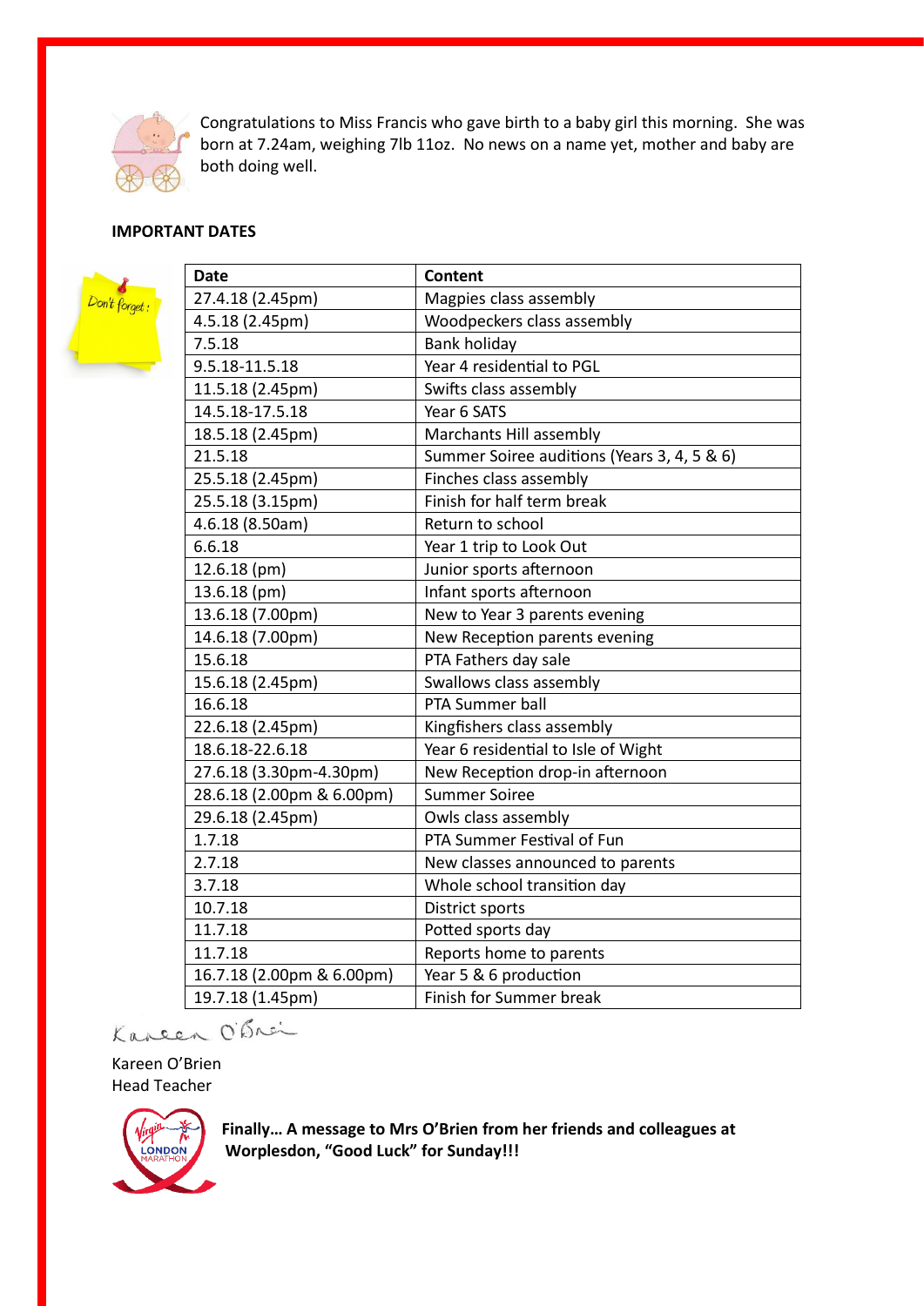Congratulations to Miss Francis who gave birth to a baby girl this morning. She was born at 7.24am, weighing 7lb 11oz. No news on a name yet, mother and baby are both doing well.

**IMPORTANT DATES**

| Date | Content |
|---|---|
| 27.4.18 (2.45pm) | Magpies class assembly |
| 4.5.18 (2.45pm) | Woodpeckers class assembly |
| 7.5.18 | Bank holiday |
| 9.5.18-11.5.18 | Year 4 residential to PGL |
| 11.5.18 (2.45pm) | Swifts class assembly |
| 14.5.18-17.5.18 | Year 6 SATS |
| 18.5.18 (2.45pm) | Marchants Hill assembly |
| 21.5.18 | Summer Soiree auditions (Years 3, 4, 5 & 6) |
| 25.5.18 (2.45pm) | Finches class assembly |
| 25.5.18 (3.15pm) | Finish for half term break |
| 4.6.18 (8.50am) | Return to school |
| 6.6.18 | Year 1 trip to Look Out |
| 12.6.18 (pm) | Junior sports afternoon |
| 13.6.18 (pm) | Infant sports afternoon |
| 13.6.18 (7.00pm) | New to Year 3 parents evening |
| 14.6.18 (7.00pm) | New Reception parents evening |
| 15.6.18 | PTA Fathers day sale |
| 15.6.18 (2.45pm) | Swallows class assembly |
| 16.6.18 | PTA Summer ball |
| 22.6.18 (2.45pm) | Kingfishers class assembly |
| 18.6.18-22.6.18 | Year 6 residential to Isle of Wight |
| 27.6.18 (3.30pm-4.30pm) | New Reception drop-in afternoon |
| 28.6.18 (2.00pm & 6.00pm) | Summer Soiree |
| 29.6.18 (2.45pm) | Owls class assembly |
| 1.7.18 | PTA Summer Festival of Fun |
| 2.7.18 | New classes announced to parents |
| 3.7.18 | Whole school transition day |
| 10.7.18 | District sports |
| 11.7.18 | Potted sports day |
| 11.7.18 | Reports home to parents |
| 16.7.18 (2.00pm & 6.00pm) | Year 5 & 6 production |
| 19.7.18 (1.45pm) | Finish for Summer break |

Kareen O'Brien

Kareen O'Brien
Head Teacher

**Finally… A message to Mrs O'Brien from her friends and colleagues at Worplesdon, "Good Luck" for Sunday!!!**